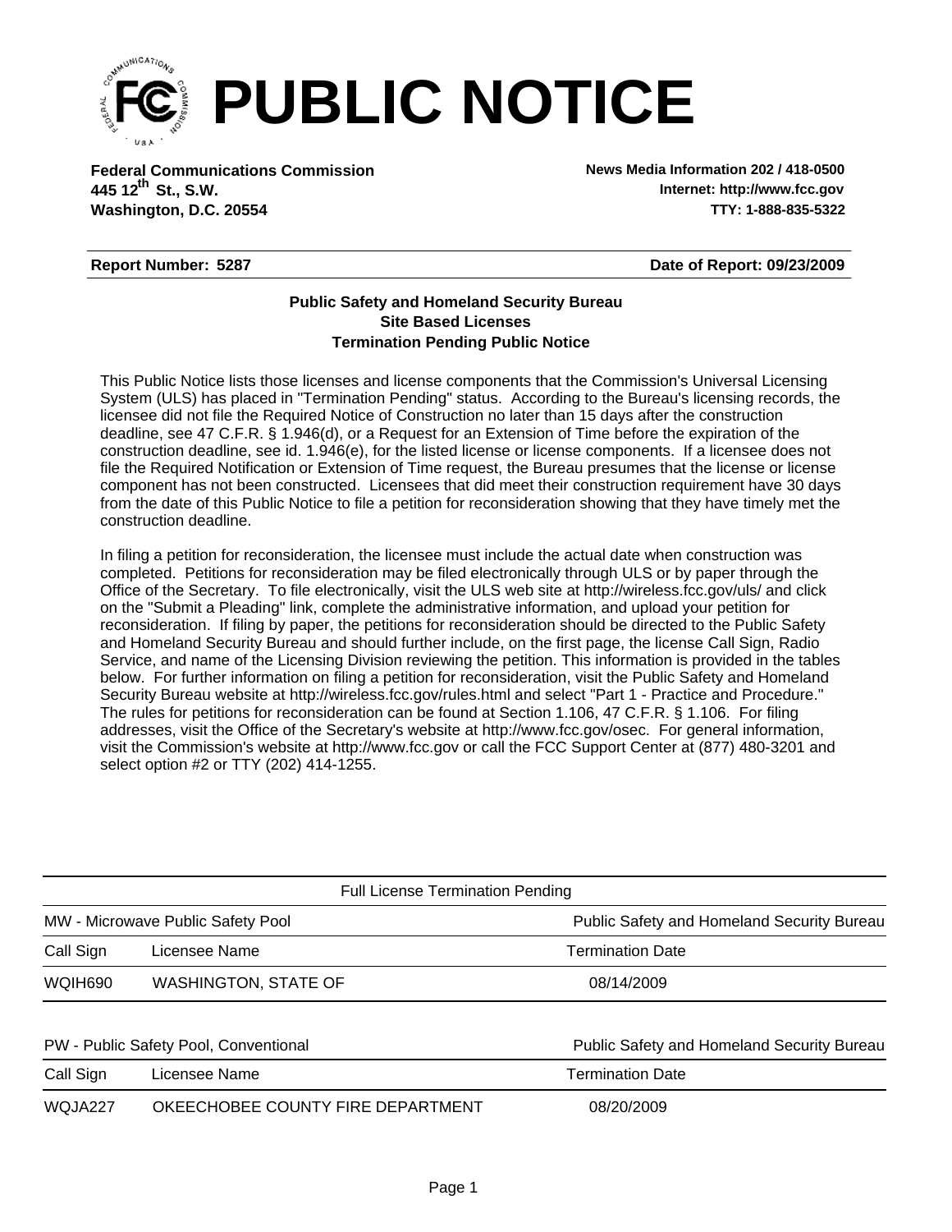# PUBLIC NOTICE

**Federal Communications Commission**
**445 12th St., S.W.**
**Washington, D.C. 20554**

**News Media Information 202 / 418-0500**
**Internet: http://www.fcc.gov**
**TTY: 1-888-835-5322**

**Report Number: 5287**

**Date of Report: 09/23/2009**

**Public Safety and Homeland Security Bureau**
**Site Based Licenses**
**Termination Pending Public Notice**

This Public Notice lists those licenses and license components that the Commission's Universal Licensing System (ULS) has placed in "Termination Pending" status. According to the Bureau's licensing records, the licensee did not file the Required Notice of Construction no later than 15 days after the construction deadline, see 47 C.F.R. § 1.946(d), or a Request for an Extension of Time before the expiration of the construction deadline, see id. 1.946(e), for the listed license or license components. If a licensee does not file the Required Notification or Extension of Time request, the Bureau presumes that the license or license component has not been constructed. Licensees that did meet their construction requirement have 30 days from the date of this Public Notice to file a petition for reconsideration showing that they have timely met the construction deadline.

In filing a petition for reconsideration, the licensee must include the actual date when construction was completed. Petitions for reconsideration may be filed electronically through ULS or by paper through the Office of the Secretary. To file electronically, visit the ULS web site at http://wireless.fcc.gov/uls/ and click on the "Submit a Pleading" link, complete the administrative information, and upload your petition for reconsideration. If filing by paper, the petitions for reconsideration should be directed to the Public Safety and Homeland Security Bureau and should further include, on the first page, the license Call Sign, Radio Service, and name of the Licensing Division reviewing the petition. This information is provided in the tables below. For further information on filing a petition for reconsideration, visit the Public Safety and Homeland Security Bureau website at http://wireless.fcc.gov/rules.html and select "Part 1 - Practice and Procedure." The rules for petitions for reconsideration can be found at Section 1.106, 47 C.F.R. § 1.106. For filing addresses, visit the Office of the Secretary's website at http://www.fcc.gov/osec. For general information, visit the Commission's website at http://www.fcc.gov or call the FCC Support Center at (877) 480-3201 and select option #2 or TTY (202) 414-1255.

Full License Termination Pending

MW - Microwave Public Safety Pool — Public Safety and Homeland Security Bureau

| Call Sign | Licensee Name | Termination Date |
|---|---|---|
| WQIH690 | WASHINGTON, STATE OF | 08/14/2009 |

PW - Public Safety Pool, Conventional — Public Safety and Homeland Security Bureau

| Call Sign | Licensee Name | Termination Date |
|---|---|---|
| WQJA227 | OKEECHOBEE COUNTY FIRE DEPARTMENT | 08/20/2009 |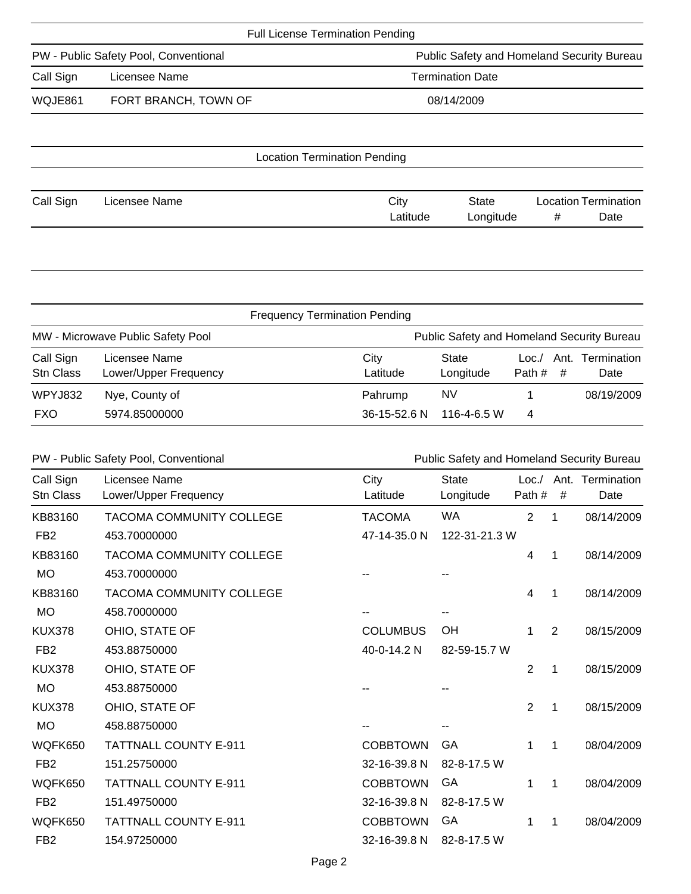## Full License Termination Pending

**PW - Public Safety Pool, Conventional** — Public Safety and Homeland Security Bureau

| Call Sign | Licensee Name | Termination Date |
|---|---|---|
| WQJE861 | FORT BRANCH, TOWN OF | 08/14/2009 |

## Location Termination Pending

| Call Sign | Licensee Name | City / Latitude | State / Longitude | Location # | Termination Date |
|---|---|---|---|---|---|

## Frequency Termination Pending

**MW - Microwave Public Safety Pool** — Public Safety and Homeland Security Bureau

| Call Sign / Stn Class | Licensee Name / Lower/Upper Frequency | City / Latitude | State / Longitude | Loc./ Path # | Ant. # | Termination Date |
|---|---|---|---|---|---|---|
| WPYJ832 | Nye, County of | Pahrump | NV | 1 | | 08/19/2009 |
| FXO | 5974.85000000 | 36-15-52.6 N | 116-4-6.5 W | 4 | | |

**PW - Public Safety Pool, Conventional** — Public Safety and Homeland Security Bureau

| Call Sign / Stn Class | Licensee Name / Lower/Upper Frequency | City / Latitude | State / Longitude | Loc./ Path # | Ant. # | Termination Date |
|---|---|---|---|---|---|---|
| KB83160 | TACOMA COMMUNITY COLLEGE | TACOMA | WA | 2 | 1 | 08/14/2009 |
| FB2 | 453.70000000 | 47-14-35.0 N | 122-31-21.3 W | | | |
| KB83160 | TACOMA COMMUNITY COLLEGE | | | 4 | 1 | 08/14/2009 |
| MO | 453.70000000 | -- | -- | | | |
| KB83160 | TACOMA COMMUNITY COLLEGE | | | 4 | 1 | 08/14/2009 |
| MO | 458.70000000 | -- | -- | | | |
| KUX378 | OHIO, STATE OF | COLUMBUS | OH | 1 | 2 | 08/15/2009 |
| FB2 | 453.88750000 | 40-0-14.2 N | 82-59-15.7 W | | | |
| KUX378 | OHIO, STATE OF | | | 2 | 1 | 08/15/2009 |
| MO | 453.88750000 | -- | -- | | | |
| KUX378 | OHIO, STATE OF | | | 2 | 1 | 08/15/2009 |
| MO | 458.88750000 | -- | -- | | | |
| WQFK650 | TATTNALL COUNTY E-911 | COBBTOWN | GA | 1 | 1 | 08/04/2009 |
| FB2 | 151.25750000 | 32-16-39.8 N | 82-8-17.5 W | | | |
| WQFK650 | TATTNALL COUNTY E-911 | COBBTOWN | GA | 1 | 1 | 08/04/2009 |
| FB2 | 151.49750000 | 32-16-39.8 N | 82-8-17.5 W | | | |
| WQFK650 | TATTNALL COUNTY E-911 | COBBTOWN | GA | 1 | 1 | 08/04/2009 |
| FB2 | 154.97250000 | 32-16-39.8 N | 82-8-17.5 W | | | |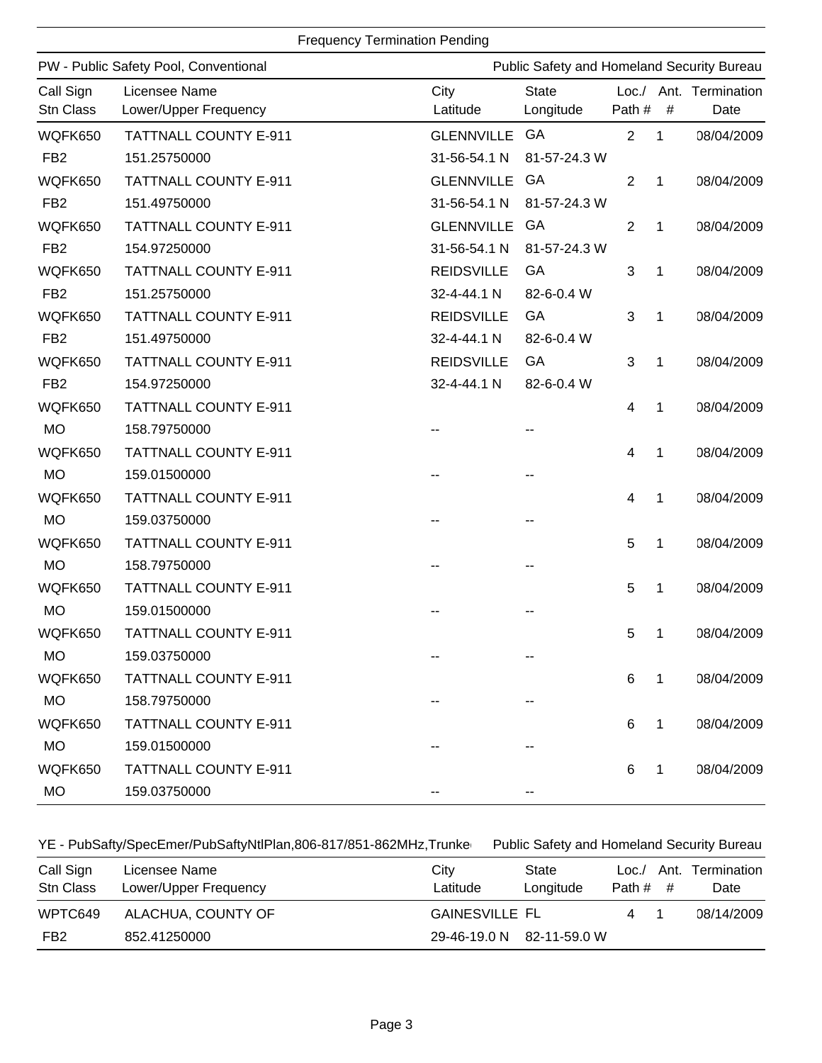Frequency Termination Pending

PW - Public Safety Pool, Conventional — Public Safety and Homeland Security Bureau

| Call Sign / Stn Class | Licensee Name / Lower/Upper Frequency | City / Latitude | State / Longitude | Loc./ Path # | Ant. # | Termination Date |
|---|---|---|---|---|---|---|
| WQFK650 | TATTNALL COUNTY E-911 | GLENNVILLE | GA | 2 | 1 | 08/04/2009 |
| FB2 | 151.25750000 | 31-56-54.1 N | 81-57-24.3 W | | | |
| WQFK650 | TATTNALL COUNTY E-911 | GLENNVILLE | GA | 2 | 1 | 08/04/2009 |
| FB2 | 151.49750000 | 31-56-54.1 N | 81-57-24.3 W | | | |
| WQFK650 | TATTNALL COUNTY E-911 | GLENNVILLE | GA | 2 | 1 | 08/04/2009 |
| FB2 | 154.97250000 | 31-56-54.1 N | 81-57-24.3 W | | | |
| WQFK650 | TATTNALL COUNTY E-911 | REIDSVILLE | GA | 3 | 1 | 08/04/2009 |
| FB2 | 151.25750000 | 32-4-44.1 N | 82-6-0.4 W | | | |
| WQFK650 | TATTNALL COUNTY E-911 | REIDSVILLE | GA | 3 | 1 | 08/04/2009 |
| FB2 | 151.49750000 | 32-4-44.1 N | 82-6-0.4 W | | | |
| WQFK650 | TATTNALL COUNTY E-911 | REIDSVILLE | GA | 3 | 1 | 08/04/2009 |
| FB2 | 154.97250000 | 32-4-44.1 N | 82-6-0.4 W | | | |
| WQFK650 | TATTNALL COUNTY E-911 | | | 4 | 1 | 08/04/2009 |
| MO | 158.79750000 | -- | -- | | | |
| WQFK650 | TATTNALL COUNTY E-911 | | | 4 | 1 | 08/04/2009 |
| MO | 159.01500000 | -- | -- | | | |
| WQFK650 | TATTNALL COUNTY E-911 | | | 4 | 1 | 08/04/2009 |
| MO | 159.03750000 | -- | -- | | | |
| WQFK650 | TATTNALL COUNTY E-911 | | | 5 | 1 | 08/04/2009 |
| MO | 158.79750000 | -- | -- | | | |
| WQFK650 | TATTNALL COUNTY E-911 | | | 5 | 1 | 08/04/2009 |
| MO | 159.01500000 | -- | -- | | | |
| WQFK650 | TATTNALL COUNTY E-911 | | | 5 | 1 | 08/04/2009 |
| MO | 159.03750000 | -- | -- | | | |
| WQFK650 | TATTNALL COUNTY E-911 | | | 6 | 1 | 08/04/2009 |
| MO | 158.79750000 | -- | -- | | | |
| WQFK650 | TATTNALL COUNTY E-911 | | | 6 | 1 | 08/04/2009 |
| MO | 159.01500000 | -- | -- | | | |
| WQFK650 | TATTNALL COUNTY E-911 | | | 6 | 1 | 08/04/2009 |
| MO | 159.03750000 | -- | -- | | | |

YE - PubSafty/SpecEmer/PubSaftyNtlPlan,806-817/851-862MHz,Trunke — Public Safety and Homeland Security Bureau

| Call Sign / Stn Class | Licensee Name / Lower/Upper Frequency | City / Latitude | State / Longitude | Loc./ Path # | Ant. # | Termination Date |
|---|---|---|---|---|---|---|
| WPTC649 | ALACHUA, COUNTY OF | GAINESVILLE | FL | 4 | 1 | 08/14/2009 |
| FB2 | 852.41250000 | 29-46-19.0 N | 82-11-59.0 W | | | |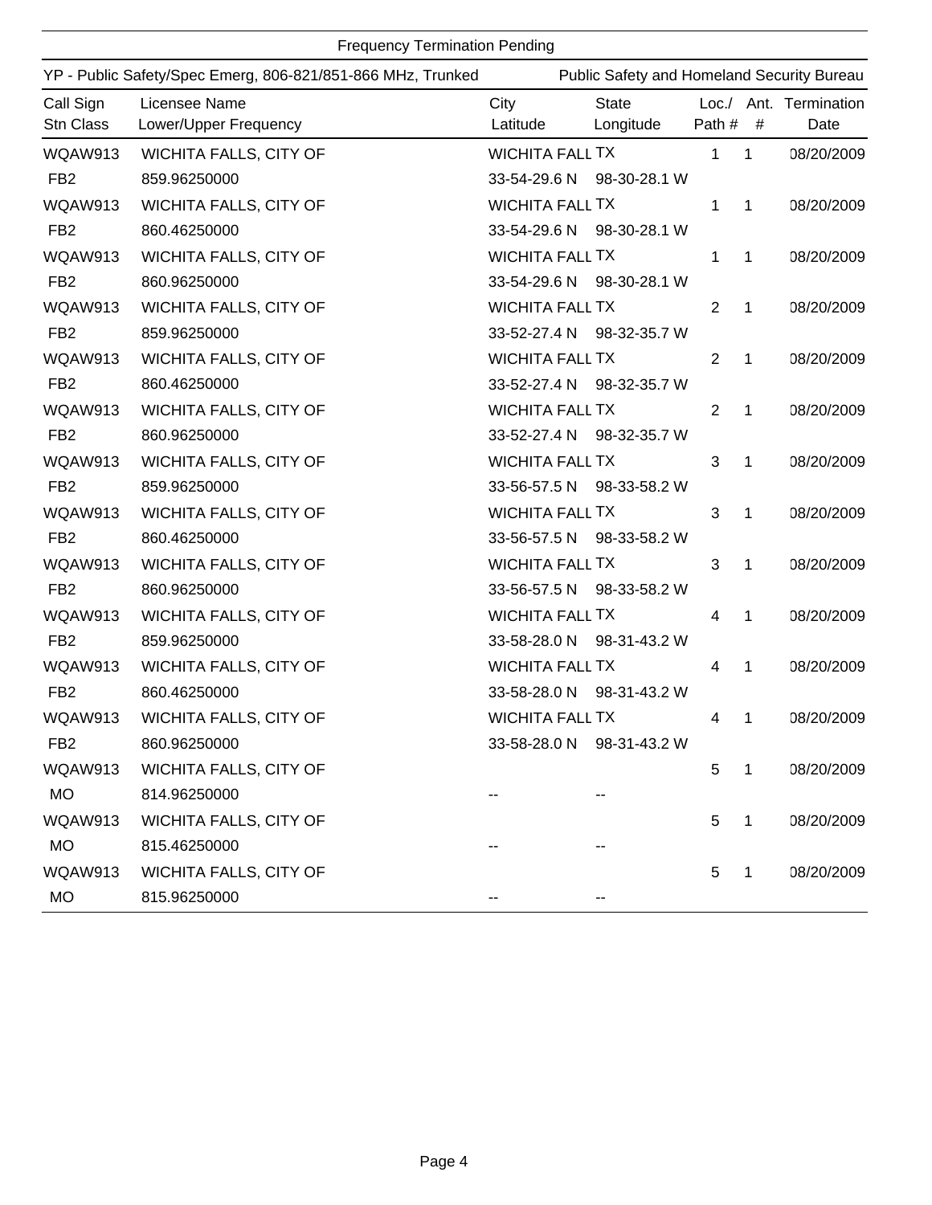Frequency Termination Pending

YP - Public Safety/Spec Emerg, 806-821/851-866 MHz, Trunked

Public Safety and Homeland Security Bureau

| Call Sign<br>Stn Class | Licensee Name<br>Lower/Upper Frequency | City<br>Latitude | State<br>Longitude | Loc./<br>Path # | Ant.<br># | Termination<br>Date |
|---|---|---|---|---|---|---|
| WQAW913<br>FB2 | WICHITA FALLS, CITY OF<br>859.96250000 | WICHITA FALL<br>33-54-29.6 N | TX<br>98-30-28.1 W | 1 | 1 | 08/20/2009 |
| WQAW913<br>FB2 | WICHITA FALLS, CITY OF<br>860.46250000 | WICHITA FALL<br>33-54-29.6 N | TX<br>98-30-28.1 W | 1 | 1 | 08/20/2009 |
| WQAW913<br>FB2 | WICHITA FALLS, CITY OF<br>860.96250000 | WICHITA FALL<br>33-54-29.6 N | TX<br>98-30-28.1 W | 1 | 1 | 08/20/2009 |
| WQAW913<br>FB2 | WICHITA FALLS, CITY OF<br>859.96250000 | WICHITA FALL<br>33-52-27.4 N | TX<br>98-32-35.7 W | 2 | 1 | 08/20/2009 |
| WQAW913<br>FB2 | WICHITA FALLS, CITY OF<br>860.46250000 | WICHITA FALL<br>33-52-27.4 N | TX<br>98-32-35.7 W | 2 | 1 | 08/20/2009 |
| WQAW913<br>FB2 | WICHITA FALLS, CITY OF<br>860.96250000 | WICHITA FALL<br>33-52-27.4 N | TX<br>98-32-35.7 W | 2 | 1 | 08/20/2009 |
| WQAW913<br>FB2 | WICHITA FALLS, CITY OF<br>859.96250000 | WICHITA FALL<br>33-56-57.5 N | TX<br>98-33-58.2 W | 3 | 1 | 08/20/2009 |
| WQAW913<br>FB2 | WICHITA FALLS, CITY OF<br>860.46250000 | WICHITA FALL<br>33-56-57.5 N | TX<br>98-33-58.2 W | 3 | 1 | 08/20/2009 |
| WQAW913<br>FB2 | WICHITA FALLS, CITY OF<br>860.96250000 | WICHITA FALL<br>33-56-57.5 N | TX<br>98-33-58.2 W | 3 | 1 | 08/20/2009 |
| WQAW913<br>FB2 | WICHITA FALLS, CITY OF<br>859.96250000 | WICHITA FALL<br>33-58-28.0 N | TX<br>98-31-43.2 W | 4 | 1 | 08/20/2009 |
| WQAW913<br>FB2 | WICHITA FALLS, CITY OF<br>860.46250000 | WICHITA FALL<br>33-58-28.0 N | TX<br>98-31-43.2 W | 4 | 1 | 08/20/2009 |
| WQAW913<br>FB2 | WICHITA FALLS, CITY OF<br>860.96250000 | WICHITA FALL<br>33-58-28.0 N | TX<br>98-31-43.2 W | 4 | 1 | 08/20/2009 |
| WQAW913<br>MO | WICHITA FALLS, CITY OF<br>814.96250000 | --<br> | --<br> | 5 | 1 | 08/20/2009 |
| WQAW913<br>MO | WICHITA FALLS, CITY OF<br>815.46250000 | --<br> | --<br> | 5 | 1 | 08/20/2009 |
| WQAW913<br>MO | WICHITA FALLS, CITY OF<br>815.96250000 | --<br> | --<br> | 5 | 1 | 08/20/2009 |